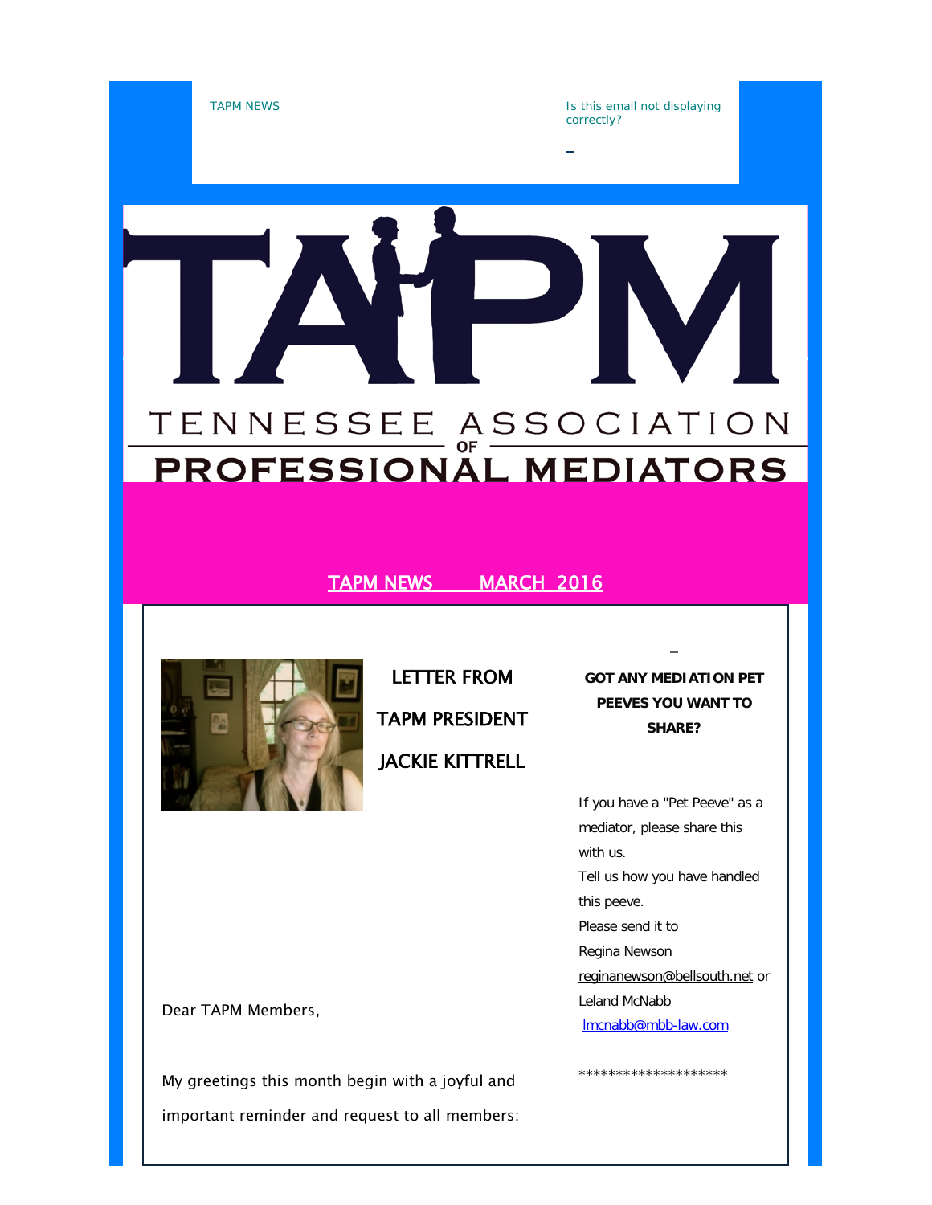TAPM NEWS

Is this email not displaying correctly?

# TAPM

TENNESSEE ASSOCIATION OF PROFESSIONAL MEDIATORS

## TAPM NEWS MARCH 2016

### LETTER FROM TAPM PRESIDENT JACKIE KITTRELL

Dear TAPM Members,

My greetings this month begin with a joyful and important reminder and request to all members:

**GOT ANY MEDIATION PET PEEVES YOU WANT TO SHARE?**

If you have a "Pet Peeve" as a mediator, please share this with us.
Tell us how you have handled this peeve.
Please send it to
Regina Newson
reginanewson@bellsouth.net or
Leland McNabb
lmcnabb@mbb-law.com

********************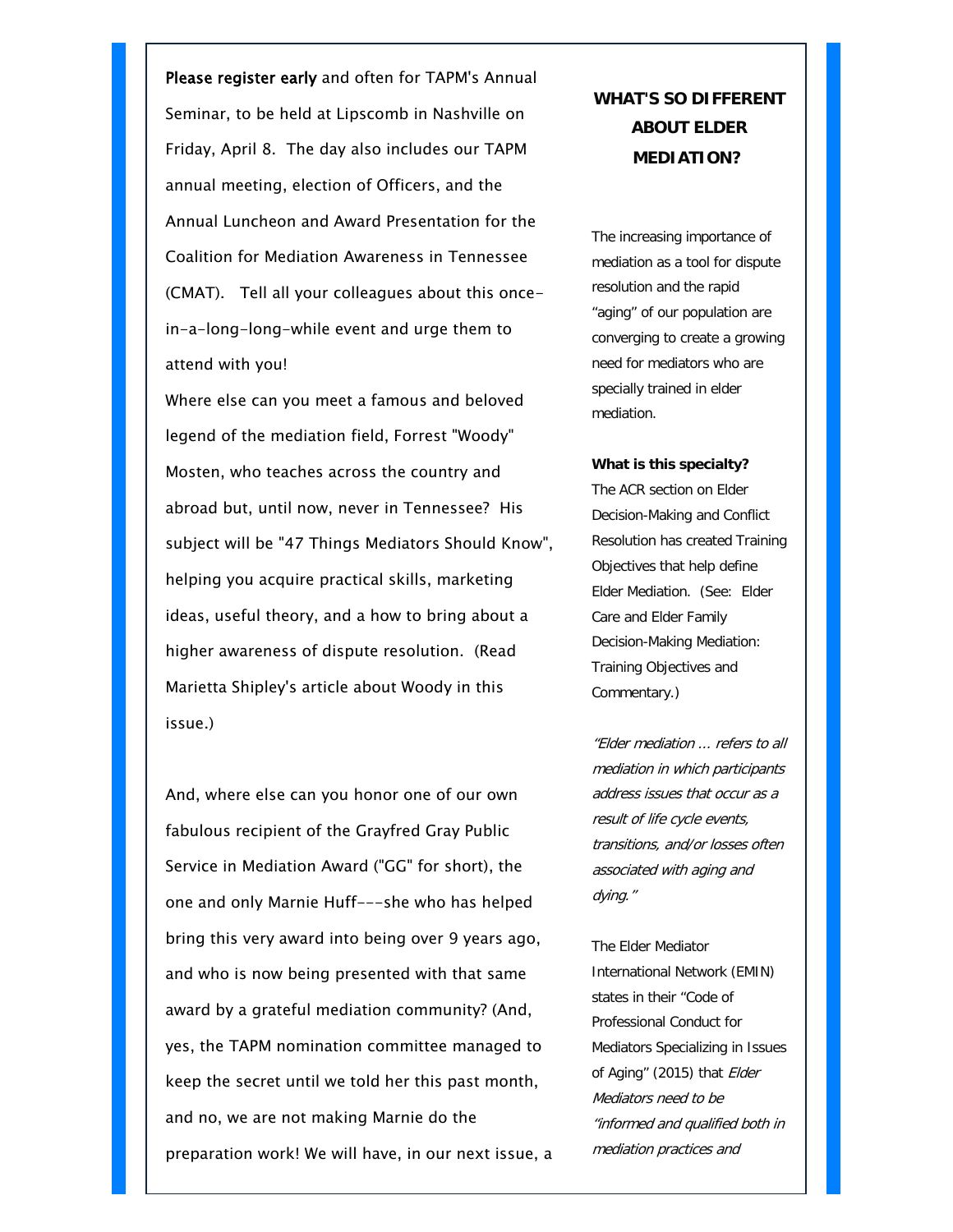**Please register early** and often for TAPM's Annual Seminar, to be held at Lipscomb in Nashville on Friday, April 8. The day also includes our TAPM annual meeting, election of Officers, and the Annual Luncheon and Award Presentation for the Coalition for Mediation Awareness in Tennessee (CMAT). Tell all your colleagues about this once-in-a-long-long-while event and urge them to attend with you!

Where else can you meet a famous and beloved legend of the mediation field, Forrest "Woody" Mosten, who teaches across the country and abroad but, until now, never in Tennessee? His subject will be "47 Things Mediators Should Know", helping you acquire practical skills, marketing ideas, useful theory, and a how to bring about a higher awareness of dispute resolution. (Read Marietta Shipley's article about Woody in this issue.)

And, where else can you honor one of our own fabulous recipient of the Grayfred Gray Public Service in Mediation Award ("GG" for short), the one and only Marnie Huff---she who has helped bring this very award into being over 9 years ago, and who is now being presented with that same award by a grateful mediation community? (And, yes, the TAPM nomination committee managed to keep the secret until we told her this past month, and no, we are not making Marnie do the preparation work! We will have, in our next issue, a

## WHAT'S SO DIFFERENT ABOUT ELDER MEDIATION?

The increasing importance of mediation as a tool for dispute resolution and the rapid "aging" of our population are converging to create a growing need for mediators who are specially trained in elder mediation.

**What is this specialty?**
The ACR section on Elder Decision-Making and Conflict Resolution has created Training Objectives that help define Elder Mediation. (See: Elder Care and Elder Family Decision-Making Mediation: Training Objectives and Commentary.)

*"Elder mediation ... refers to all mediation in which participants address issues that occur as a result of life cycle events, transitions, and/or losses often associated with aging and dying."*

The Elder Mediator International Network (EMIN) states in their "Code of Professional Conduct for Mediators Specializing in Issues of Aging" (2015) that *Elder Mediators need to be "informed and qualified both in mediation practices and*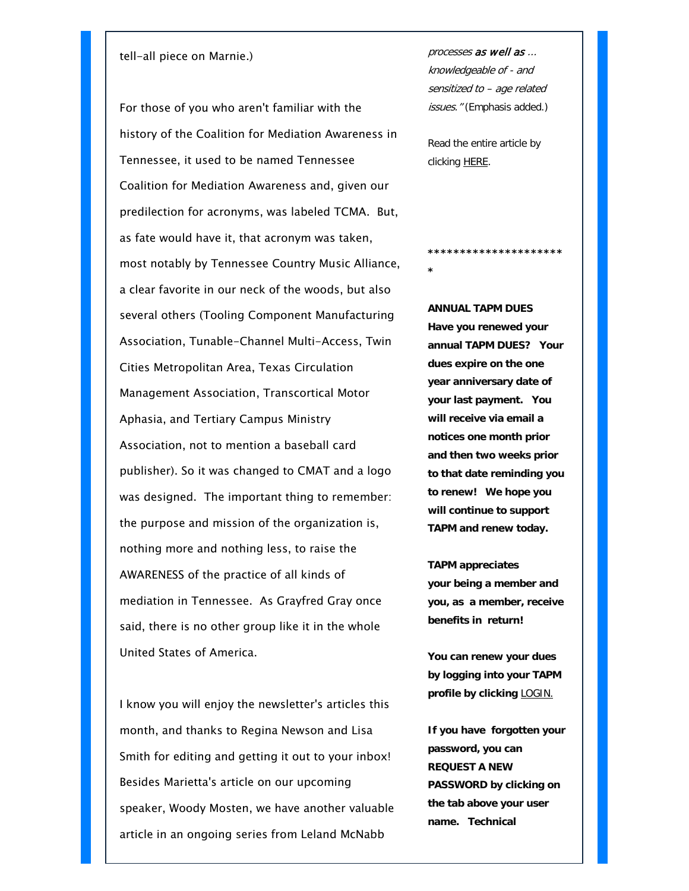tell-all piece on Marnie.)

For those of you who aren't familiar with the history of the Coalition for Mediation Awareness in Tennessee, it used to be named Tennessee Coalition for Mediation Awareness and, given our predilection for acronyms, was labeled TCMA. But, as fate would have it, that acronym was taken, most notably by Tennessee Country Music Alliance, a clear favorite in our neck of the woods, but also several others (Tooling Component Manufacturing Association, Tunable-Channel Multi-Access, Twin Cities Metropolitan Area, Texas Circulation Management Association, Transcortical Motor Aphasia, and Tertiary Campus Ministry Association, not to mention a baseball card publisher). So it was changed to CMAT and a logo was designed. The important thing to remember: the purpose and mission of the organization is, nothing more and nothing less, to raise the AWARENESS of the practice of all kinds of mediation in Tennessee. As Grayfred Gray once said, there is no other group like it in the whole United States of America.

I know you will enjoy the newsletter's articles this month, and thanks to Regina Newson and Lisa Smith for editing and getting it out to your inbox! Besides Marietta's article on our upcoming speaker, Woody Mosten, we have another valuable article in an ongoing series from Leland McNabb

*processes **as well as** ... knowledgeable of - and sensitized to – age related issues."* (Emphasis added.)

Read the entire article by clicking HERE.

**********************
*

**ANNUAL TAPM DUES**
**Have you renewed your annual TAPM DUES? Your dues expire on the one year anniversary date of your last payment. You will receive via email a notices one month prior and then two weeks prior to that date reminding you to renew! We hope you will continue to support TAPM and renew today.**

**TAPM appreciates your being a member and you, as a member, receive benefits in return!**

**You can renew your dues by logging into your TAPM profile by clicking** LOGIN.

**If you have forgotten your password, you can REQUEST A NEW PASSWORD by clicking on the tab above your user name. Technical**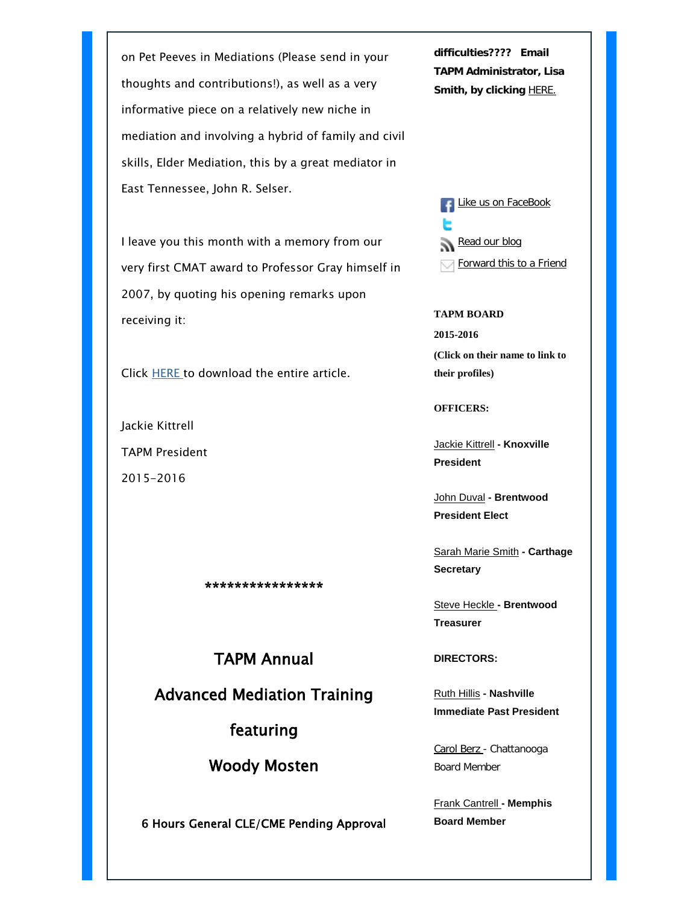on Pet Peeves in Mediations (Please send in your thoughts and contributions!), as well as a very informative piece on a relatively new niche in mediation and involving a hybrid of family and civil skills, Elder Mediation, this by a great mediator in East Tennessee, John R. Selser.

I leave you this month with a memory from our very first CMAT award to Professor Gray himself in 2007, by quoting his opening remarks upon receiving it:

Click HERE to download the entire article.

Jackie Kittrell

TAPM President

2015-2016

****************

## TAPM Annual

## Advanced Mediation Training

## featuring

## Woody Mosten

6 Hours General CLE/CME Pending Approval

**difficulties???? Email TAPM Administrator, Lisa Smith, by clicking** HERE.

Like us on FaceBook

Read our blog

Forward this to a Friend

**TAPM BOARD**

**2015-2016**

**(Click on their name to link to their profiles)**

**OFFICERS:**

Jackie Kittrell **- Knoxville**
**President**

John Duval **- Brentwood**
**President Elect**

Sarah Marie Smith **- Carthage**
**Secretary**

Steve Heckle **- Brentwood**
**Treasurer**

**DIRECTORS:**

Ruth Hillis **- Nashville**
**Immediate Past President**

Carol Berz - Chattanooga
Board Member

Frank Cantrell **- Memphis**
**Board Member**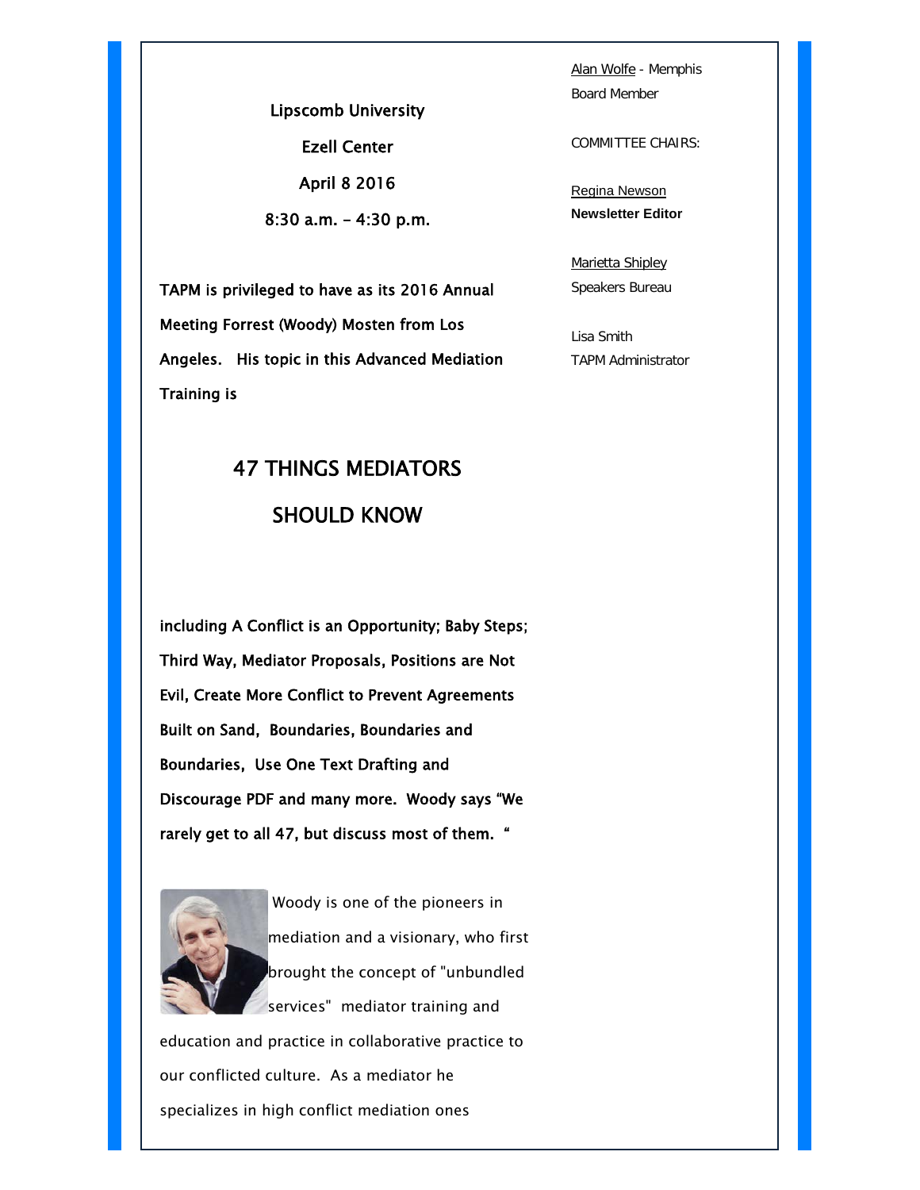Lipscomb University

Ezell Center

April 8 2016

8:30 a.m. – 4:30 p.m.

TAPM is privileged to have as its 2016 Annual Meeting Forrest (Woody) Mosten from Los Angeles. His topic in this Advanced Mediation Training is

## 47 THINGS MEDIATORS SHOULD KNOW

including A Conflict is an Opportunity; Baby Steps; Third Way, Mediator Proposals, Positions are Not Evil, Create More Conflict to Prevent Agreements Built on Sand, Boundaries, Boundaries and Boundaries, Use One Text Drafting and Discourage PDF and many more. Woody says "We rarely get to all 47, but discuss most of them. "

Woody is one of the pioneers in mediation and a visionary, who first brought the concept of "unbundled services" mediator training and education and practice in collaborative practice to our conflicted culture. As a mediator he specializes in high conflict mediation ones

Alan Wolfe - Memphis
Board Member

COMMITTEE CHAIRS:

Regina Newson
**Newsletter Editor**

Marietta Shipley
Speakers Bureau

Lisa Smith
TAPM Administrator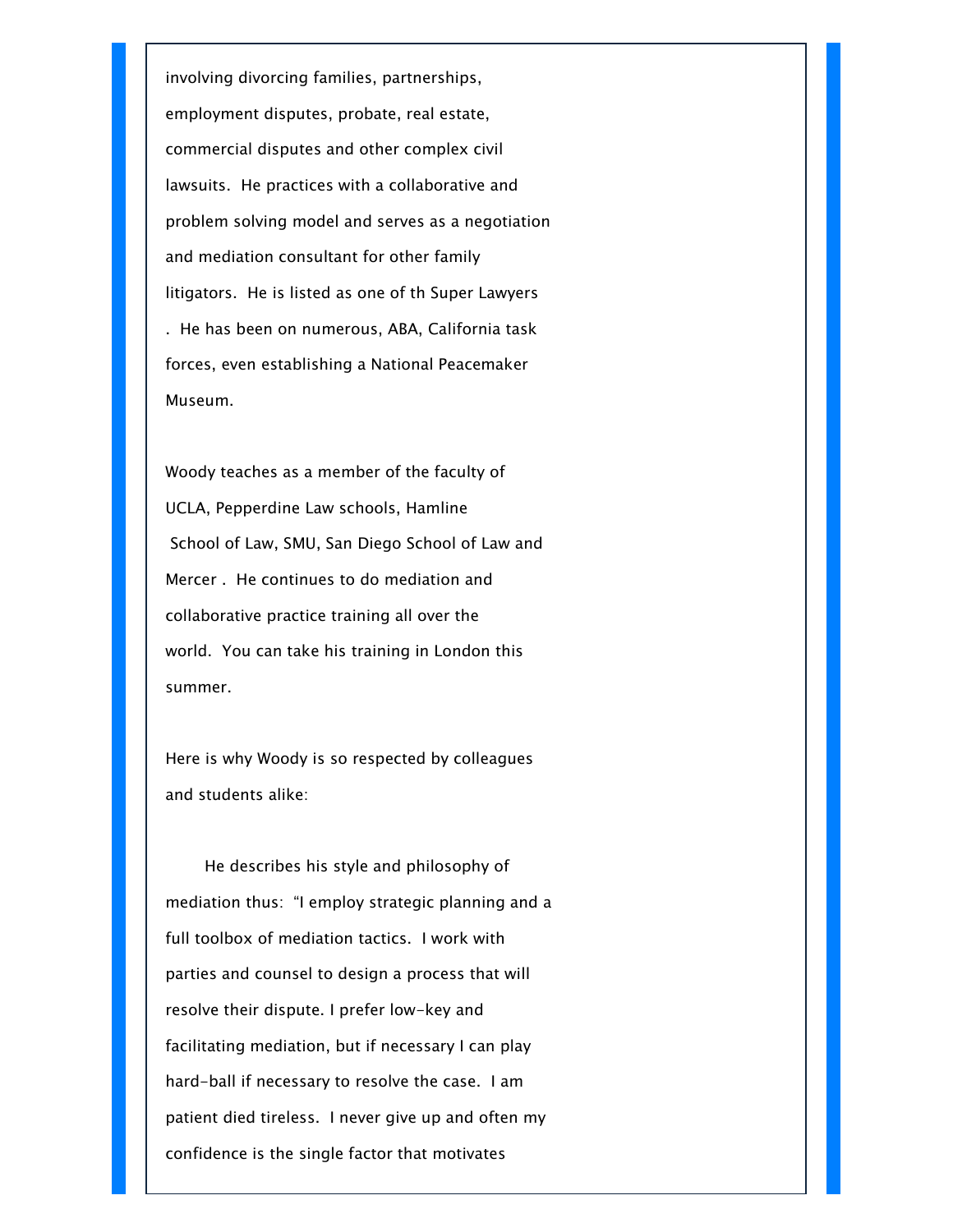involving divorcing families, partnerships, employment disputes, probate, real estate, commercial disputes and other complex civil lawsuits. He practices with a collaborative and problem solving model and serves as a negotiation and mediation consultant for other family litigators. He is listed as one of th Super Lawyers . He has been on numerous, ABA, California task forces, even establishing a National Peacemaker Museum.

Woody teaches as a member of the faculty of UCLA, Pepperdine Law schools, Hamline School of Law, SMU, San Diego School of Law and Mercer . He continues to do mediation and collaborative practice training all over the world. You can take his training in London this summer.

Here is why Woody is so respected by colleagues and students alike:

He describes his style and philosophy of mediation thus: "I employ strategic planning and a full toolbox of mediation tactics. I work with parties and counsel to design a process that will resolve their dispute. I prefer low-key and facilitating mediation, but if necessary I can play hard-ball if necessary to resolve the case. I am patient died tireless. I never give up and often my confidence is the single factor that motivates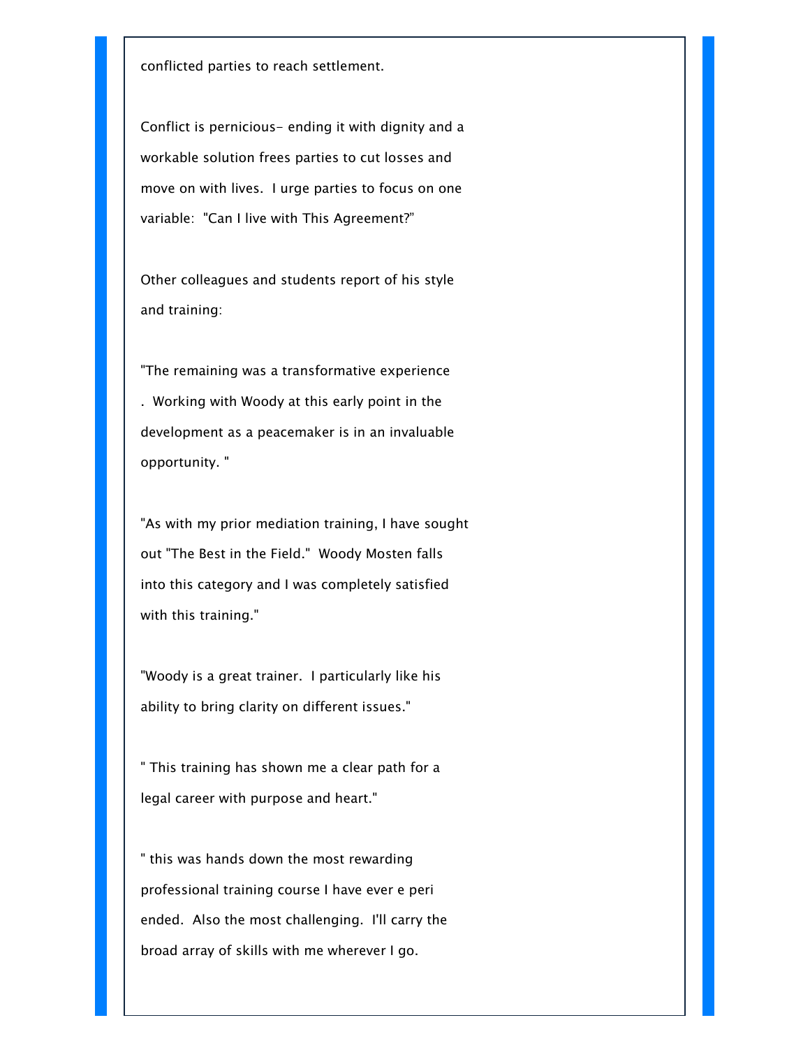conflicted parties to reach settlement.

Conflict is pernicious- ending it with dignity and a workable solution frees parties to cut losses and move on with lives.  I urge parties to focus on one variable:  "Can I live with This Agreement?"

Other colleagues and students report of his style and training:

"The remaining was a transformative experience .  Working with Woody at this early point in the development as a peacemaker is in an invaluable opportunity. "

"As with my prior mediation training, I have sought out "The Best in the Field."  Woody Mosten falls into this category and I was completely satisfied with this training."

"Woody is a great trainer.  I particularly like his ability to bring clarity on different issues."

" This training has shown me a clear path for a legal career with purpose and heart."

" this was hands down the most rewarding professional training course I have ever e peri ended.  Also the most challenging.  I'll carry the broad array of skills with me wherever I go.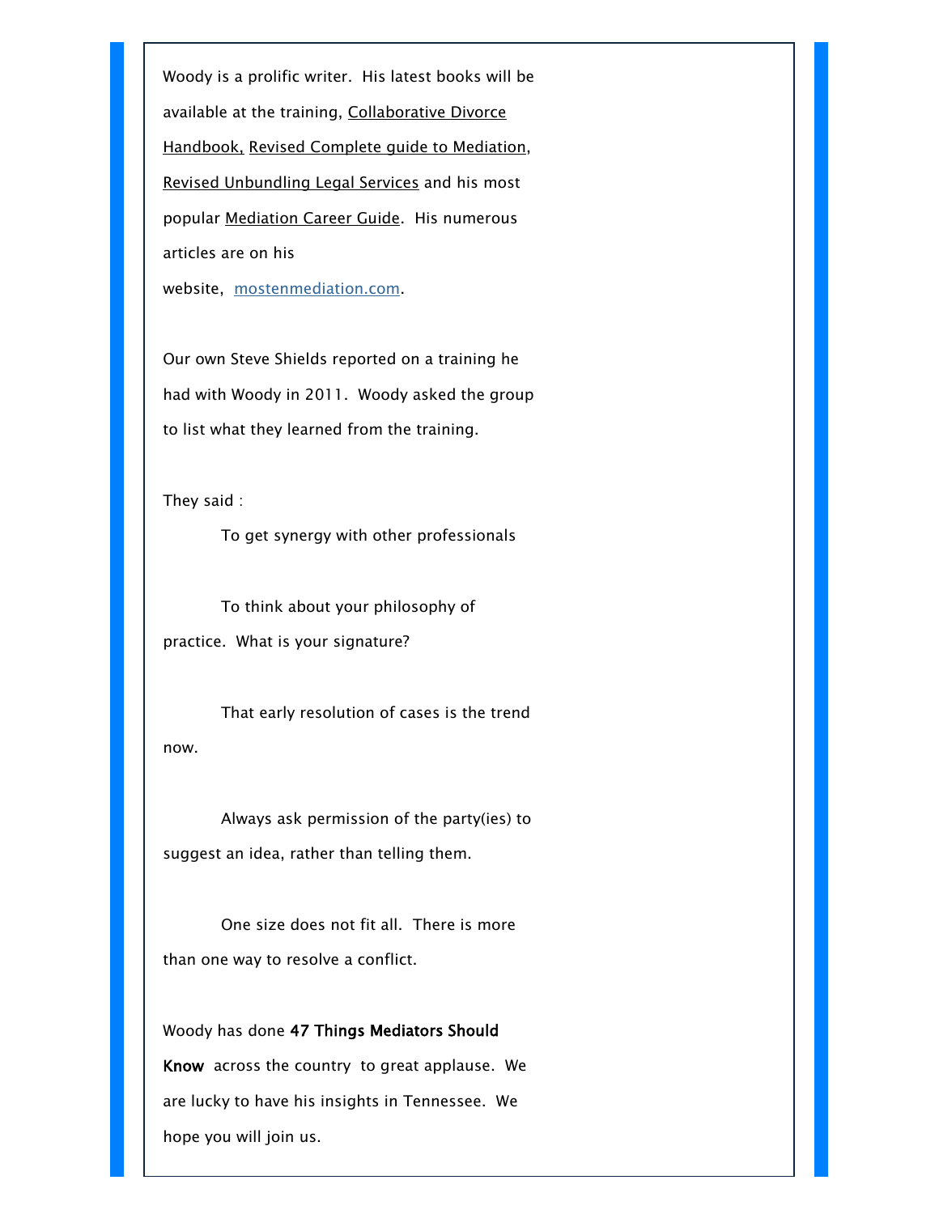Woody is a prolific writer. His latest books will be available at the training, Collaborative Divorce Handbook, Revised Complete guide to Mediation, Revised Unbundling Legal Services and his most popular Mediation Career Guide. His numerous articles are on his website, [mostenmediation.com](http://mostenmediation.com).

Our own Steve Shields reported on a training he had with Woody in 2011. Woody asked the group to list what they learned from the training.

They said :

To get synergy with other professionals

To think about your philosophy of practice. What is your signature?

That early resolution of cases is the trend now.

Always ask permission of the party(ies) to suggest an idea, rather than telling them.

One size does not fit all. There is more than one way to resolve a conflict.

Woody has done **47 Things Mediators Should Know** across the country to great applause. We are lucky to have his insights in Tennessee. We hope you will join us.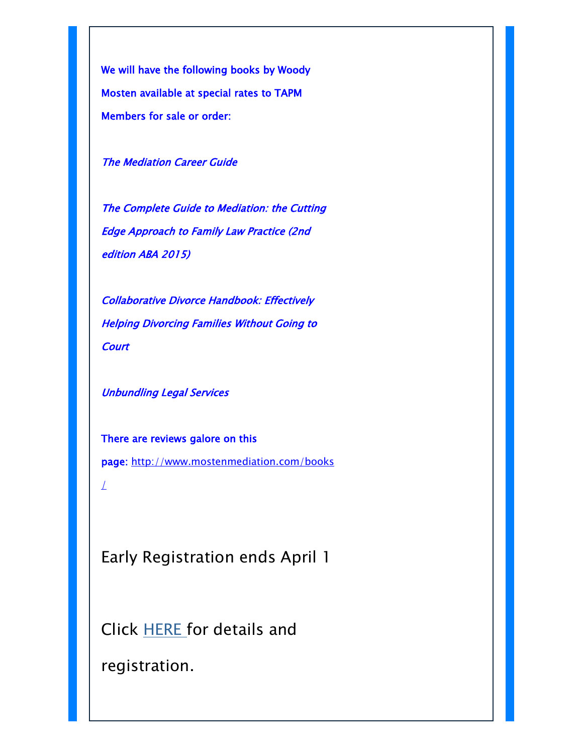We will have the following books by Woody Mosten available at special rates to TAPM Members for sale or order:

*The Mediation Career Guide*

*The Complete Guide to Mediation: the Cutting Edge Approach to Family Law Practice (2nd edition ABA 2015)*

*Collaborative Divorce Handbook: Effectively Helping Divorcing Families Without Going to Court*

*Unbundling Legal Services*

There are reviews galore on this page: http://www.mostenmediation.com/books/

Early Registration ends April 1

Click HERE for details and registration.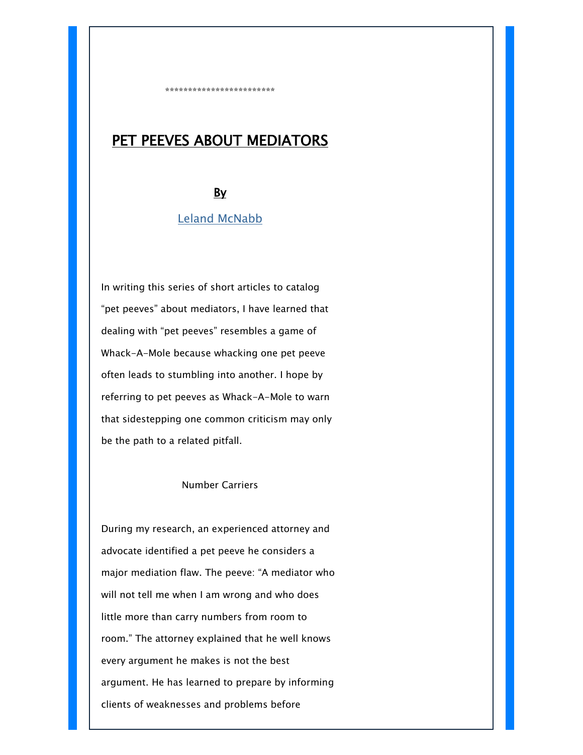************************

# PET PEEVES ABOUT MEDIATORS

**By**

Leland McNabb

In writing this series of short articles to catalog "pet peeves" about mediators, I have learned that dealing with "pet peeves" resembles a game of Whack-A-Mole because whacking one pet peeve often leads to stumbling into another. I hope by referring to pet peeves as Whack-A-Mole to warn that sidestepping one common criticism may only be the path to a related pitfall.

## Number Carriers

During my research, an experienced attorney and advocate identified a pet peeve he considers a major mediation flaw. The peeve: "A mediator who will not tell me when I am wrong and who does little more than carry numbers from room to room." The attorney explained that he well knows every argument he makes is not the best argument. He has learned to prepare by informing clients of weaknesses and problems before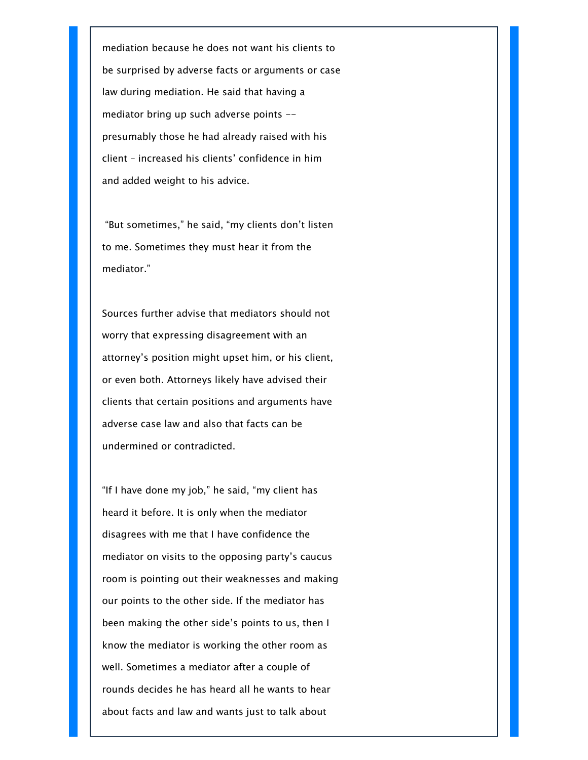mediation because he does not want his clients to be surprised by adverse facts or arguments or case law during mediation. He said that having a mediator bring up such adverse points -- presumably those he had already raised with his client – increased his clients' confidence in him and added weight to his advice.

"But sometimes," he said, "my clients don't listen to me. Sometimes they must hear it from the mediator."

Sources further advise that mediators should not worry that expressing disagreement with an attorney's position might upset him, or his client, or even both. Attorneys likely have advised their clients that certain positions and arguments have adverse case law and also that facts can be undermined or contradicted.

"If I have done my job," he said, "my client has heard it before. It is only when the mediator disagrees with me that I have confidence the mediator on visits to the opposing party's caucus room is pointing out their weaknesses and making our points to the other side. If the mediator has been making the other side's points to us, then I know the mediator is working the other room as well. Sometimes a mediator after a couple of rounds decides he has heard all he wants to hear about facts and law and wants just to talk about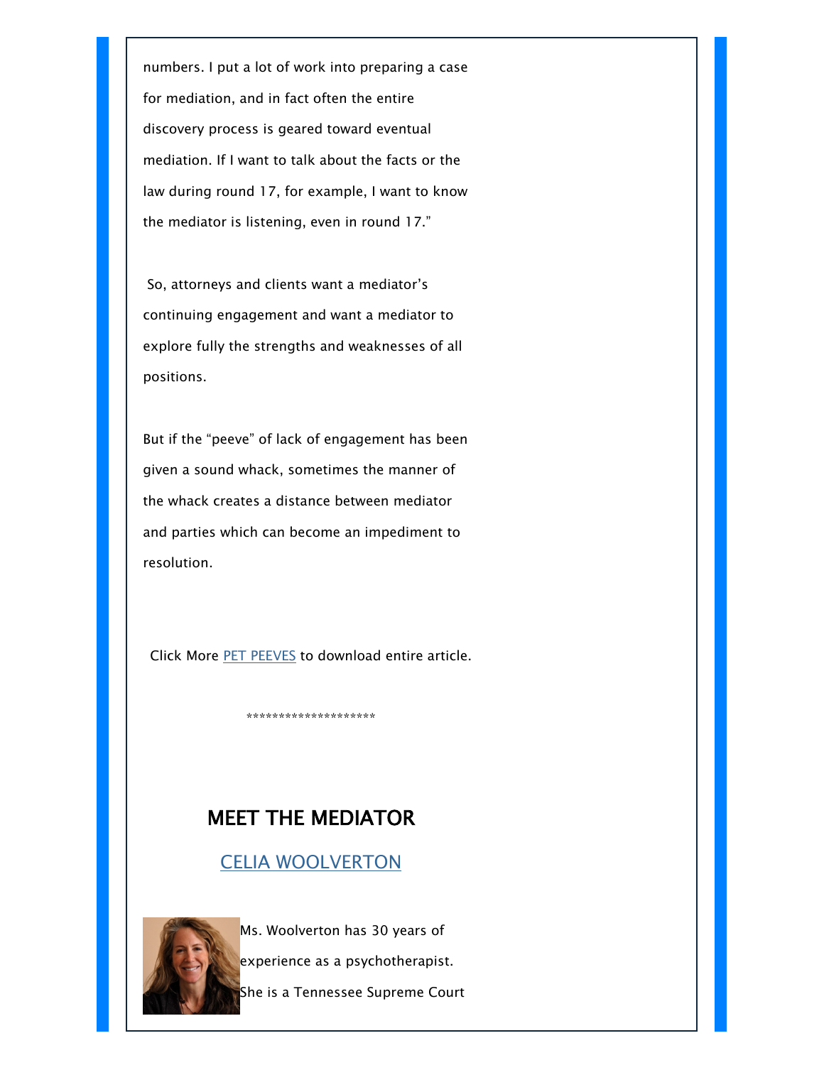numbers. I put a lot of work into preparing a case for mediation, and in fact often the entire discovery process is geared toward eventual mediation. If I want to talk about the facts or the law during round 17, for example, I want to know the mediator is listening, even in round 17."

So, attorneys and clients want a mediator's continuing engagement and want a mediator to explore fully the strengths and weaknesses of all positions.

But if the "peeve" of lack of engagement has been given a sound whack, sometimes the manner of the whack creates a distance between mediator and parties which can become an impediment to resolution.

Click More PET PEEVES to download entire article.

********************

## MEET THE MEDIATOR

### CELIA WOOLVERTON

Ms. Woolverton has 30 years of experience as a psychotherapist. She is a Tennessee Supreme Court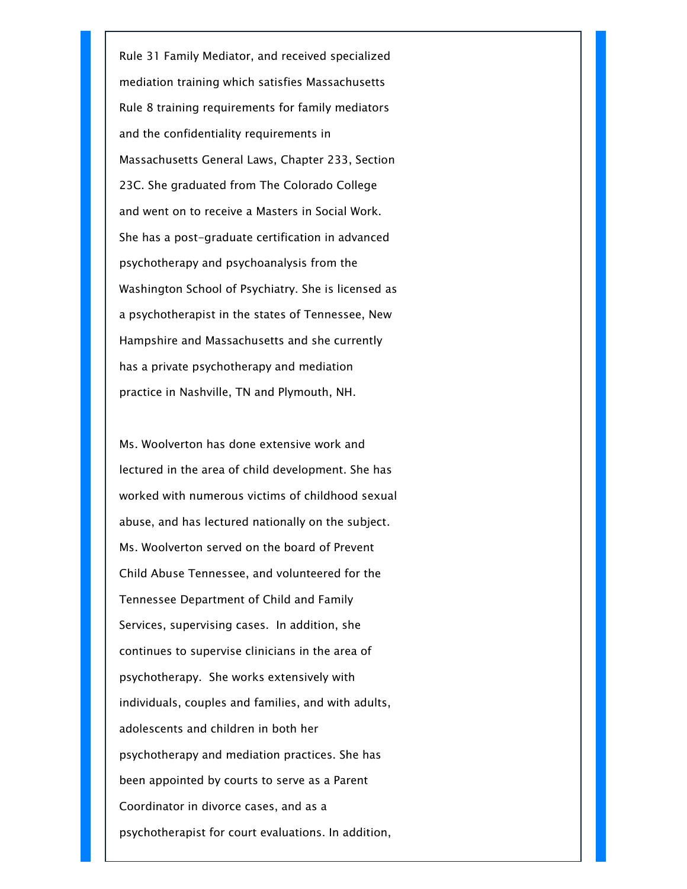Rule 31 Family Mediator, and received specialized mediation training which satisfies Massachusetts Rule 8 training requirements for family mediators and the confidentiality requirements in Massachusetts General Laws, Chapter 233, Section 23C. She graduated from The Colorado College and went on to receive a Masters in Social Work. She has a post-graduate certification in advanced psychotherapy and psychoanalysis from the Washington School of Psychiatry. She is licensed as a psychotherapist in the states of Tennessee, New Hampshire and Massachusetts and she currently has a private psychotherapy and mediation practice in Nashville, TN and Plymouth, NH.

Ms. Woolverton has done extensive work and lectured in the area of child development. She has worked with numerous victims of childhood sexual abuse, and has lectured nationally on the subject. Ms. Woolverton served on the board of Prevent Child Abuse Tennessee, and volunteered for the Tennessee Department of Child and Family Services, supervising cases. In addition, she continues to supervise clinicians in the area of psychotherapy. She works extensively with individuals, couples and families, and with adults, adolescents and children in both her psychotherapy and mediation practices. She has been appointed by courts to serve as a Parent Coordinator in divorce cases, and as a psychotherapist for court evaluations. In addition,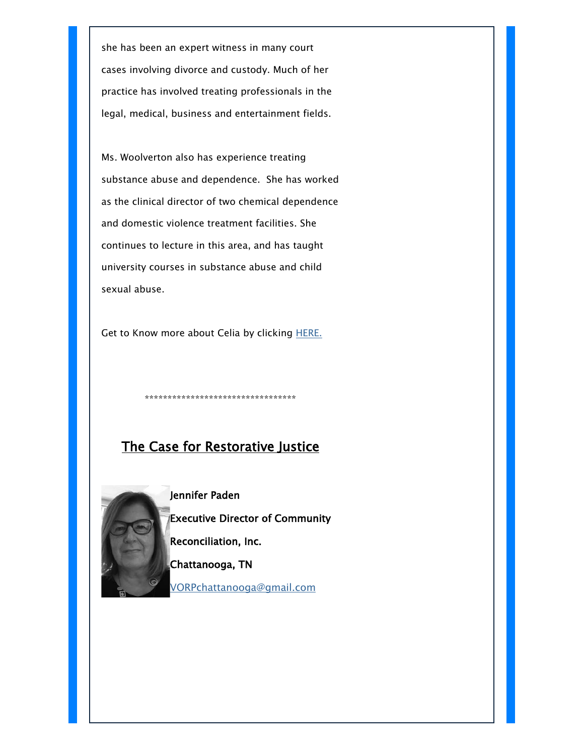she has been an expert witness in many court cases involving divorce and custody. Much of her practice has involved treating professionals in the legal, medical, business and entertainment fields.

Ms. Woolverton also has experience treating substance abuse and dependence. She has worked as the clinical director of two chemical dependence and domestic violence treatment facilities. She continues to lecture in this area, and has taught university courses in substance abuse and child sexual abuse.

Get to Know more about Celia by clicking HERE.

*********************************

## The Case for Restorative Justice

**Jennifer Paden**

**Executive Director of Community Reconciliation, Inc.**

**Chattanooga, TN**

VORPchattanooga@gmail.com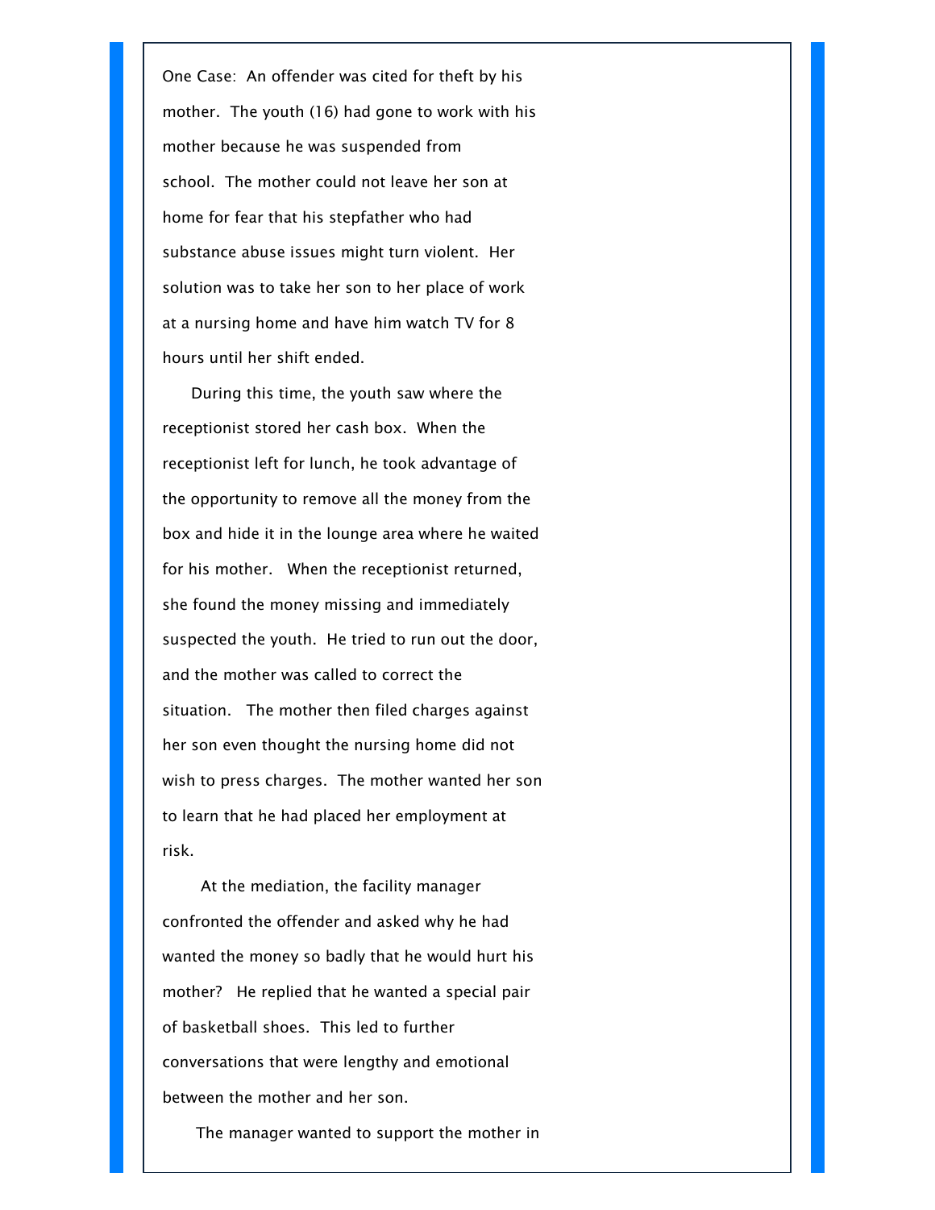One Case: An offender was cited for theft by his mother. The youth (16) had gone to work with his mother because he was suspended from school. The mother could not leave her son at home for fear that his stepfather who had substance abuse issues might turn violent. Her solution was to take her son to her place of work at a nursing home and have him watch TV for 8 hours until her shift ended.

During this time, the youth saw where the receptionist stored her cash box. When the receptionist left for lunch, he took advantage of the opportunity to remove all the money from the box and hide it in the lounge area where he waited for his mother. When the receptionist returned, she found the money missing and immediately suspected the youth. He tried to run out the door, and the mother was called to correct the situation. The mother then filed charges against her son even thought the nursing home did not wish to press charges. The mother wanted her son to learn that he had placed her employment at risk.

At the mediation, the facility manager confronted the offender and asked why he had wanted the money so badly that he would hurt his mother? He replied that he wanted a special pair of basketball shoes. This led to further conversations that were lengthy and emotional between the mother and her son.

The manager wanted to support the mother in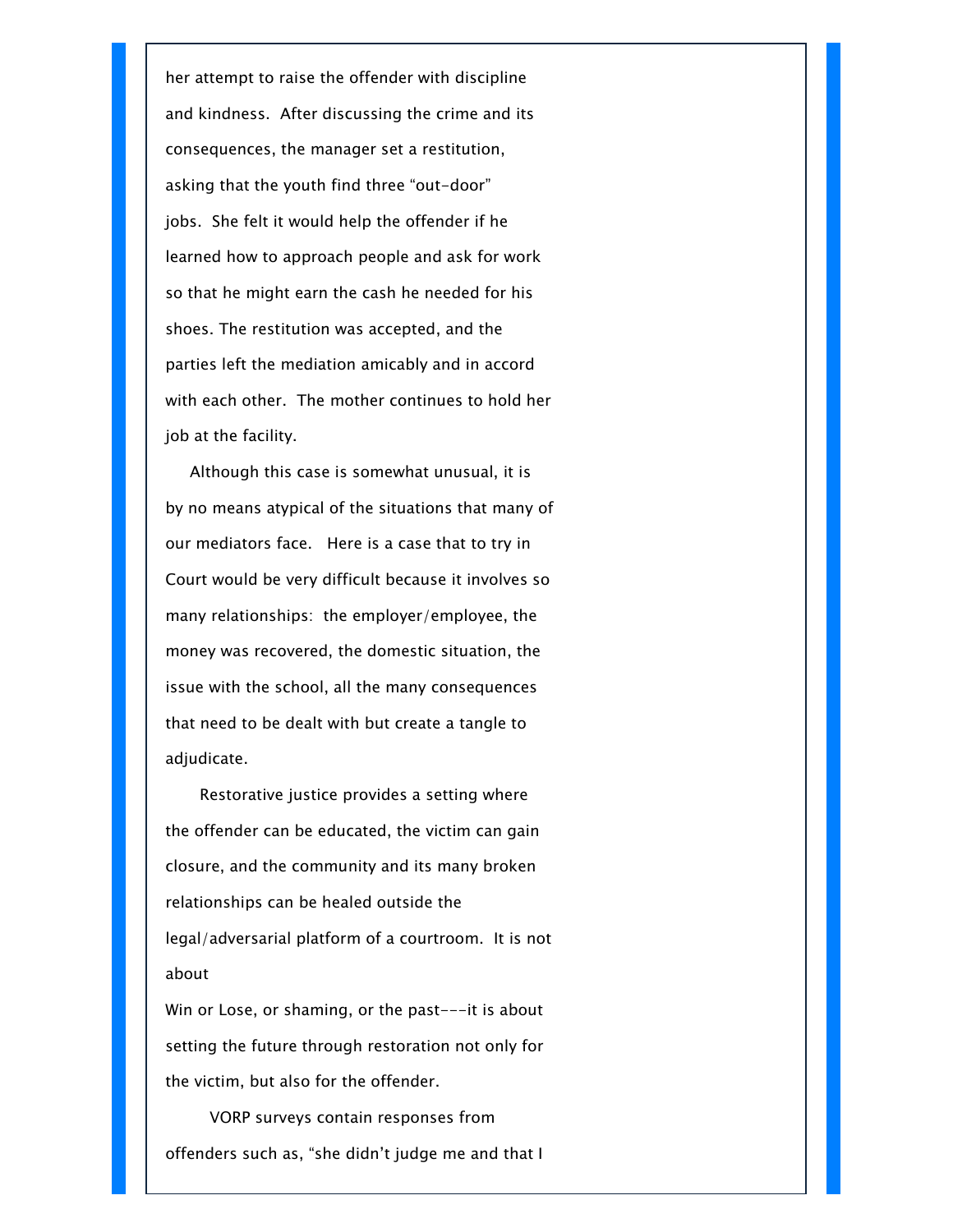her attempt to raise the offender with discipline and kindness. After discussing the crime and its consequences, the manager set a restitution, asking that the youth find three "out-door" jobs. She felt it would help the offender if he learned how to approach people and ask for work so that he might earn the cash he needed for his shoes. The restitution was accepted, and the parties left the mediation amicably and in accord with each other. The mother continues to hold her job at the facility.

Although this case is somewhat unusual, it is by no means atypical of the situations that many of our mediators face. Here is a case that to try in Court would be very difficult because it involves so many relationships: the employer/employee, the money was recovered, the domestic situation, the issue with the school, all the many consequences that need to be dealt with but create a tangle to adjudicate.

Restorative justice provides a setting where the offender can be educated, the victim can gain closure, and the community and its many broken relationships can be healed outside the legal/adversarial platform of a courtroom. It is not about

Win or Lose, or shaming, or the past---it is about setting the future through restoration not only for the victim, but also for the offender.

VORP surveys contain responses from offenders such as, "she didn't judge me and that I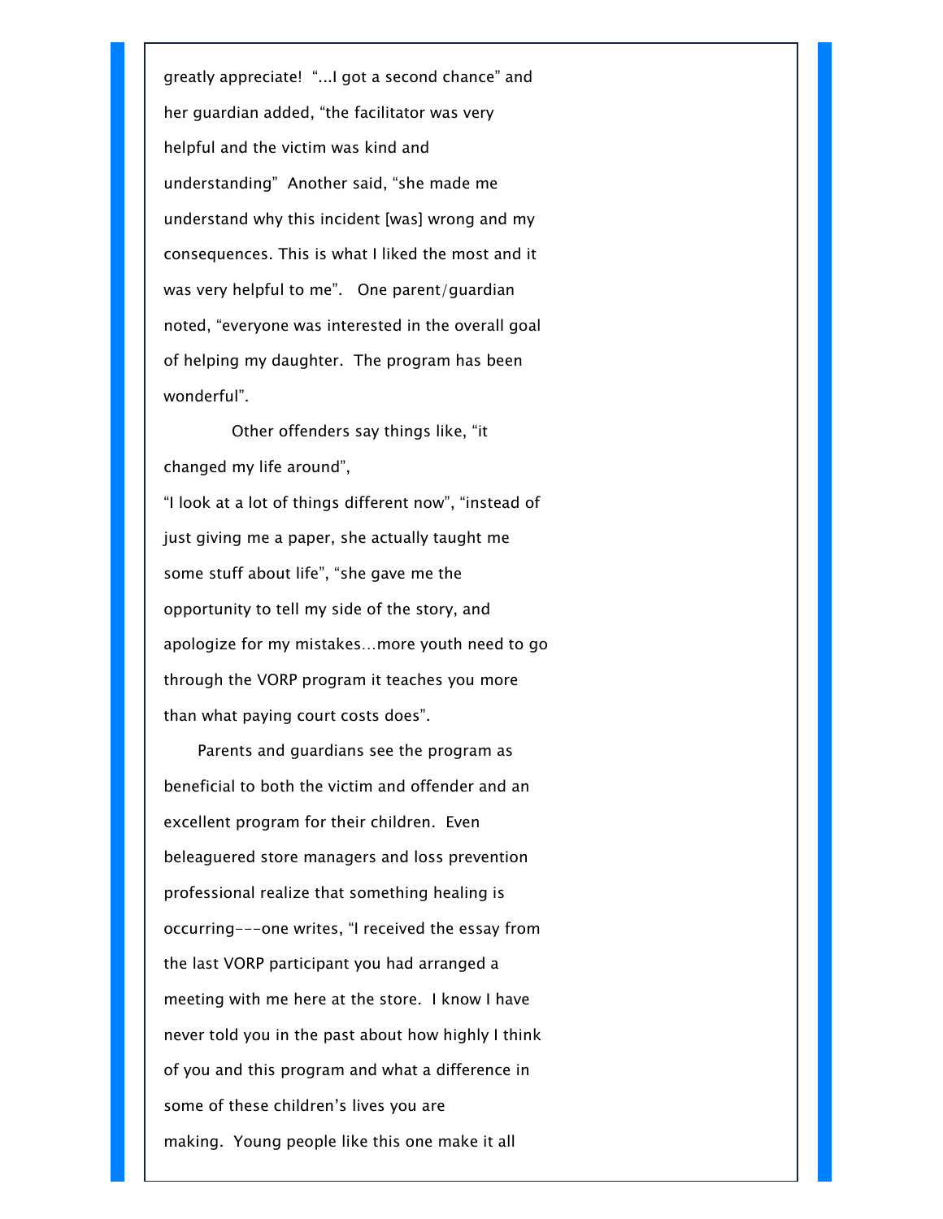greatly appreciate! "...I got a second chance" and her guardian added, "the facilitator was very helpful and the victim was kind and understanding" Another said, "she made me understand why this incident [was] wrong and my consequences. This is what I liked the most and it was very helpful to me". One parent/guardian noted, "everyone was interested in the overall goal of helping my daughter. The program has been wonderful".

Other offenders say things like, "it changed my life around", "I look at a lot of things different now", "instead of just giving me a paper, she actually taught me some stuff about life", "she gave me the opportunity to tell my side of the story, and apologize for my mistakes…more youth need to go through the VORP program it teaches you more than what paying court costs does".

Parents and guardians see the program as beneficial to both the victim and offender and an excellent program for their children. Even beleaguered store managers and loss prevention professional realize that something healing is occurring---one writes, "I received the essay from the last VORP participant you had arranged a meeting with me here at the store. I know I have never told you in the past about how highly I think of you and this program and what a difference in some of these children's lives you are making. Young people like this one make it all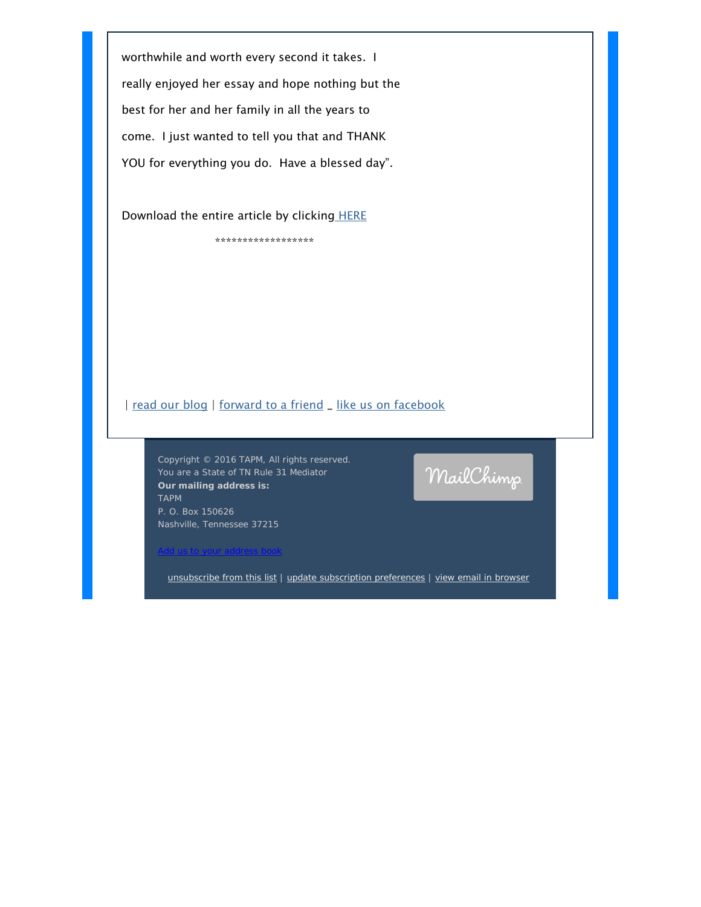worthwhile and worth every second it takes. I really enjoyed her essay and hope nothing but the best for her and her family in all the years to come. I just wanted to tell you that and THANK YOU for everything you do. Have a blessed day".

Download the entire article by clicking HERE

******************

| read our blog | forward to a friend _ like us on facebook

Copyright © 2016 TAPM, All rights reserved.
You are a State of TN Rule 31 Mediator
**Our mailing address is:**
TAPM
P. O. Box 150626
Nashville, Tennessee 37215

Add us to your address book

unsubscribe from this list | update subscription preferences | view email in browser